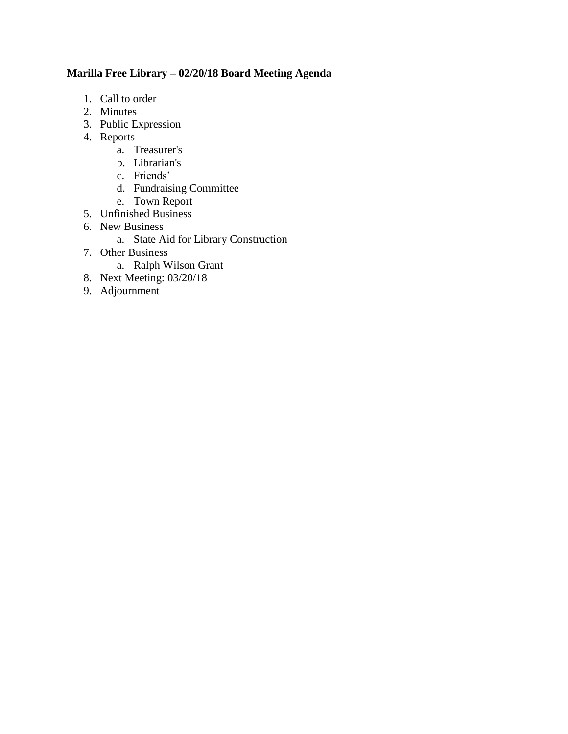**Marilla Free Library – 02/20/18 Board Meeting Agenda**

1. Call to order
2. Minutes
3. Public Expression
4. Reports
   a. Treasurer's
   b. Librarian's
   c. Friends'
   d. Fundraising Committee
   e. Town Report
5. Unfinished Business
6. New Business
   a. State Aid for Library Construction
7. Other Business
   a. Ralph Wilson Grant
8. Next Meeting: 03/20/18
9. Adjournment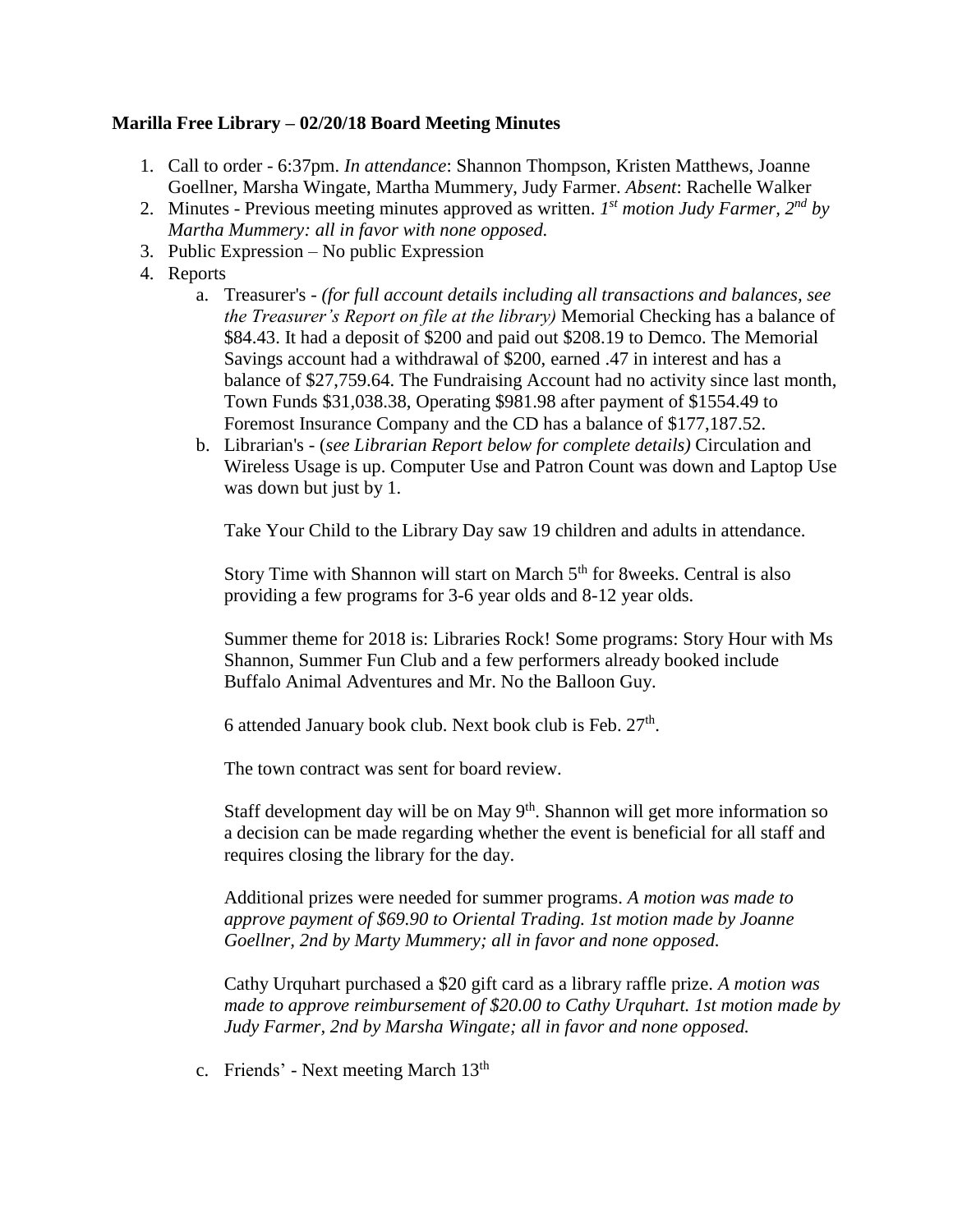**Marilla Free Library – 02/20/18 Board Meeting Minutes**

1. Call to order - 6:37pm. *In attendance*: Shannon Thompson, Kristen Matthews, Joanne Goellner, Marsha Wingate, Martha Mummery, Judy Farmer. *Absent*: Rachelle Walker
2. Minutes - Previous meeting minutes approved as written. *1st motion Judy Farmer, 2nd by Martha Mummery: all in favor with none opposed.*
3. Public Expression – No public Expression
4. Reports
   a. Treasurer's - *(for full account details including all transactions and balances, see the Treasurer's Report on file at the library)* Memorial Checking has a balance of \$84.43. It had a deposit of \$200 and paid out \$208.19 to Demco. The Memorial Savings account had a withdrawal of \$200, earned .47 in interest and has a balance of \$27,759.64. The Fundraising Account had no activity since last month, Town Funds \$31,038.38, Operating \$981.98 after payment of \$1554.49 to Foremost Insurance Company and the CD has a balance of \$177,187.52.
   b. Librarian's - (*see Librarian Report below for complete details)* Circulation and Wireless Usage is up. Computer Use and Patron Count was down and Laptop Use was down but just by 1.

      Take Your Child to the Library Day saw 19 children and adults in attendance.

      Story Time with Shannon will start on March 5th for 8weeks. Central is also providing a few programs for 3-6 year olds and 8-12 year olds.

      Summer theme for 2018 is: Libraries Rock! Some programs: Story Hour with Ms Shannon, Summer Fun Club and a few performers already booked include Buffalo Animal Adventures and Mr. No the Balloon Guy.

      6 attended January book club. Next book club is Feb. 27th.

      The town contract was sent for board review.

      Staff development day will be on May 9th. Shannon will get more information so a decision can be made regarding whether the event is beneficial for all staff and requires closing the library for the day.

      Additional prizes were needed for summer programs. *A motion was made to approve payment of \$69.90 to Oriental Trading. 1st motion made by Joanne Goellner, 2nd by Marty Mummery; all in favor and none opposed.*

      Cathy Urquhart purchased a \$20 gift card as a library raffle prize. *A motion was made to approve reimbursement of \$20.00 to Cathy Urquhart. 1st motion made by Judy Farmer, 2nd by Marsha Wingate; all in favor and none opposed.*
   c. Friends' - Next meeting March 13th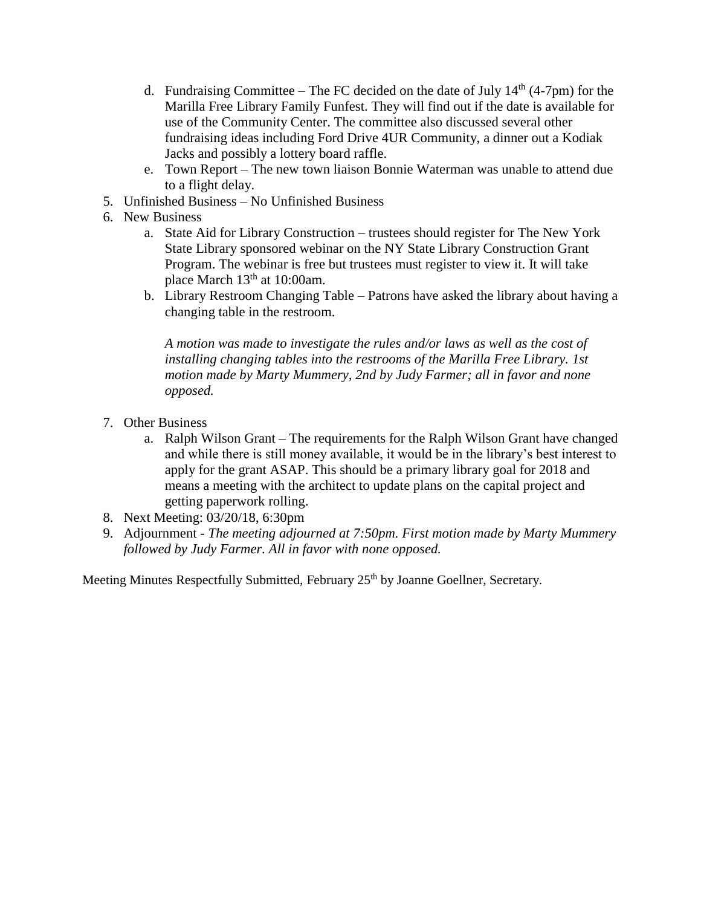d. Fundraising Committee – The FC decided on the date of July 14th (4-7pm) for the Marilla Free Library Family Funfest. They will find out if the date is available for use of the Community Center. The committee also discussed several other fundraising ideas including Ford Drive 4UR Community, a dinner out a Kodiak Jacks and possibly a lottery board raffle.
   e. Town Report – The new town liaison Bonnie Waterman was unable to attend due to a flight delay.
5. Unfinished Business – No Unfinished Business
6. New Business
   a. State Aid for Library Construction – trustees should register for The New York State Library sponsored webinar on the NY State Library Construction Grant Program. The webinar is free but trustees must register to view it. It will take place March 13th at 10:00am.
   b. Library Restroom Changing Table – Patrons have asked the library about having a changing table in the restroom.

      *A motion was made to investigate the rules and/or laws as well as the cost of installing changing tables into the restrooms of the Marilla Free Library. 1st motion made by Marty Mummery, 2nd by Judy Farmer; all in favor and none opposed.*

7. Other Business
   a. Ralph Wilson Grant – The requirements for the Ralph Wilson Grant have changed and while there is still money available, it would be in the library's best interest to apply for the grant ASAP. This should be a primary library goal for 2018 and means a meeting with the architect to update plans on the capital project and getting paperwork rolling.
8. Next Meeting: 03/20/18, 6:30pm
9. Adjournment - *The meeting adjourned at 7:50pm. First motion made by Marty Mummery followed by Judy Farmer. All in favor with none opposed.*

Meeting Minutes Respectfully Submitted, February 25th by Joanne Goellner, Secretary.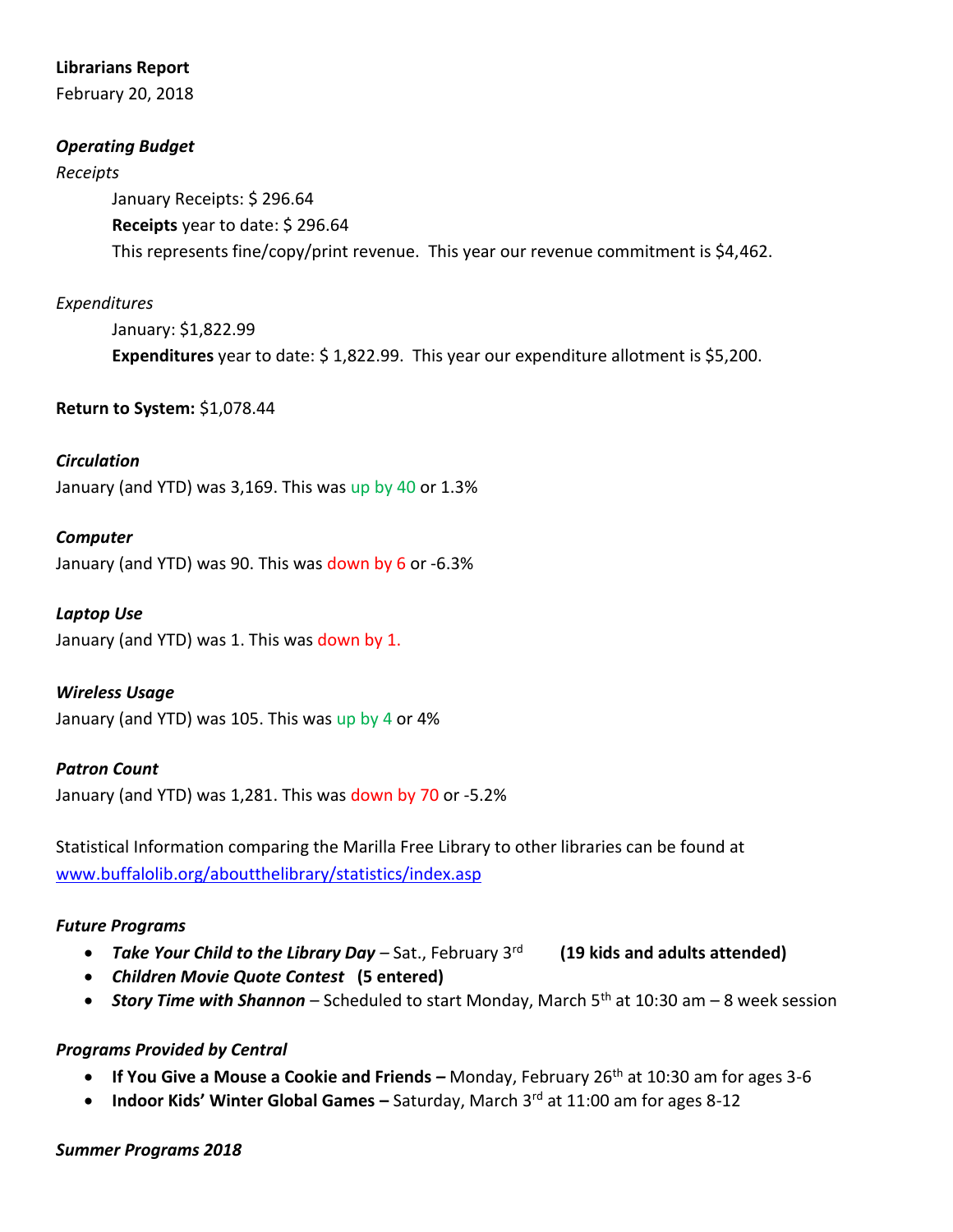**Librarians Report**

February 20, 2018

***Operating Budget***

*Receipts*

January Receipts: $ 296.64

**Receipts** year to date: $ 296.64

This represents fine/copy/print revenue. This year our revenue commitment is $4,462.

*Expenditures*

January: $1,822.99

**Expenditures** year to date: $ 1,822.99. This year our expenditure allotment is $5,200.

**Return to System:** $1,078.44

***Circulation***

January (and YTD) was 3,169. This was up by 40 or 1.3%

***Computer***

January (and YTD) was 90. This was down by 6 or -6.3%

***Laptop Use***

January (and YTD) was 1. This was down by 1.

***Wireless Usage***

January (and YTD) was 105. This was up by 4 or 4%

***Patron Count***

January (and YTD) was 1,281. This was down by 70 or -5.2%

Statistical Information comparing the Marilla Free Library to other libraries can be found at www.buffalolib.org/aboutthelibrary/statistics/index.asp

***Future Programs***

- ***Take Your Child to the Library Day*** – Sat., February 3rd **(19 kids and adults attended)**
- ***Children Movie Quote Contest*** **(5 entered)**
- ***Story Time with Shannon*** – Scheduled to start Monday, March 5th at 10:30 am – 8 week session

***Programs Provided by Central***

- **If You Give a Mouse a Cookie and Friends –** Monday, February 26th at 10:30 am for ages 3-6
- **Indoor Kids' Winter Global Games –** Saturday, March 3rd at 11:00 am for ages 8-12

***Summer Programs 2018***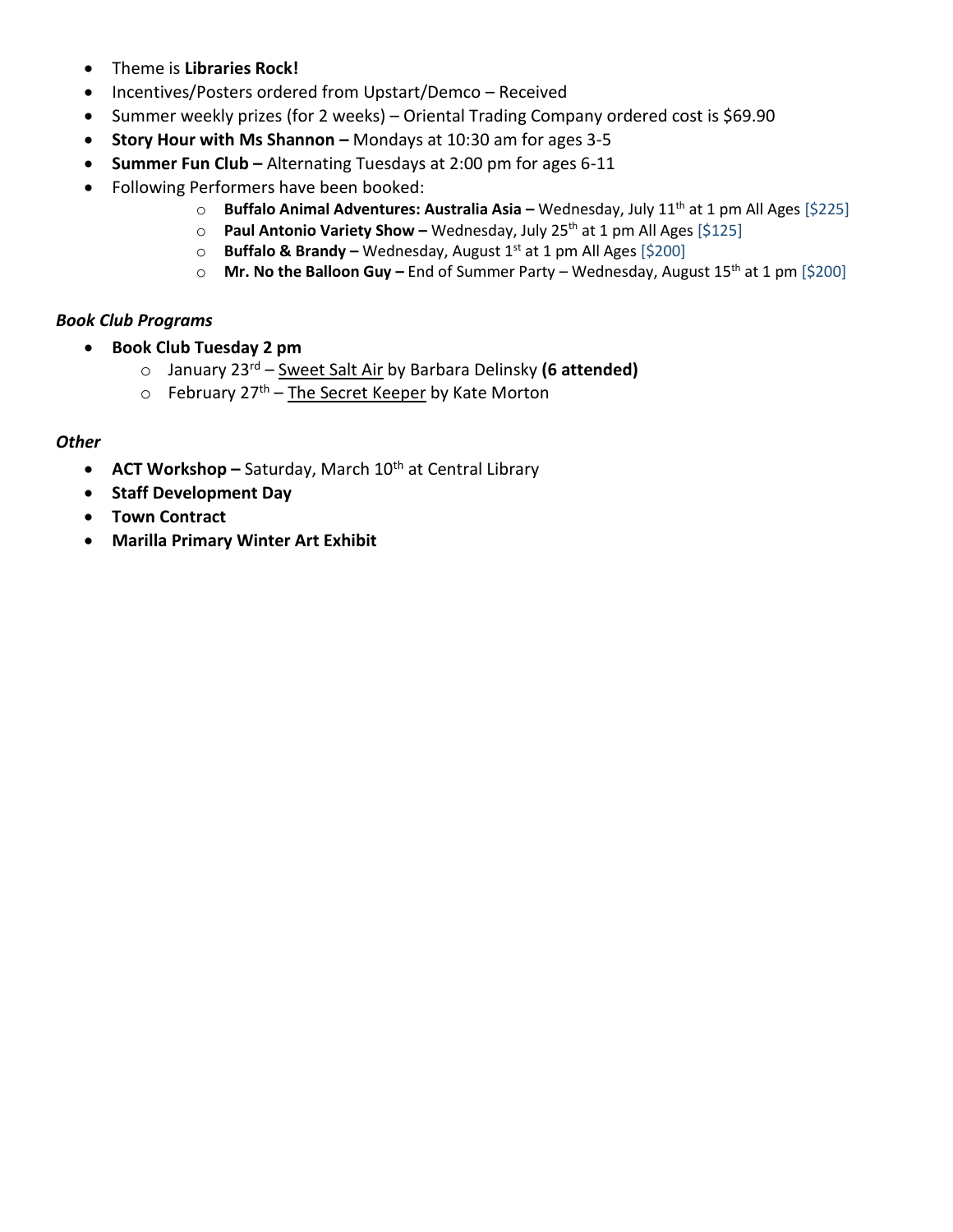- Theme is **Libraries Rock!**
- Incentives/Posters ordered from Upstart/Demco – Received
- Summer weekly prizes (for 2 weeks) – Oriental Trading Company ordered cost is $69.90
- **Story Hour with Ms Shannon –** Mondays at 10:30 am for ages 3-5
- **Summer Fun Club –** Alternating Tuesdays at 2:00 pm for ages 6-11
- Following Performers have been booked:
    - **Buffalo Animal Adventures: Australia Asia –** Wednesday, July 11th at 1 pm All Ages [$225]
    - **Paul Antonio Variety Show –** Wednesday, July 25th at 1 pm All Ages [$125]
    - **Buffalo & Brandy –** Wednesday, August 1st at 1 pm All Ages [$200]
    - **Mr. No the Balloon Guy –** End of Summer Party – Wednesday, August 15th at 1 pm [$200]

***Book Club Programs***

- **Book Club Tuesday 2 pm**
    - January 23rd – Sweet Salt Air by Barbara Delinsky **(6 attended)**
    - February 27th – The Secret Keeper by Kate Morton

***Other***

- **ACT Workshop –** Saturday, March 10th at Central Library
- **Staff Development Day**
- **Town Contract**
- **Marilla Primary Winter Art Exhibit**